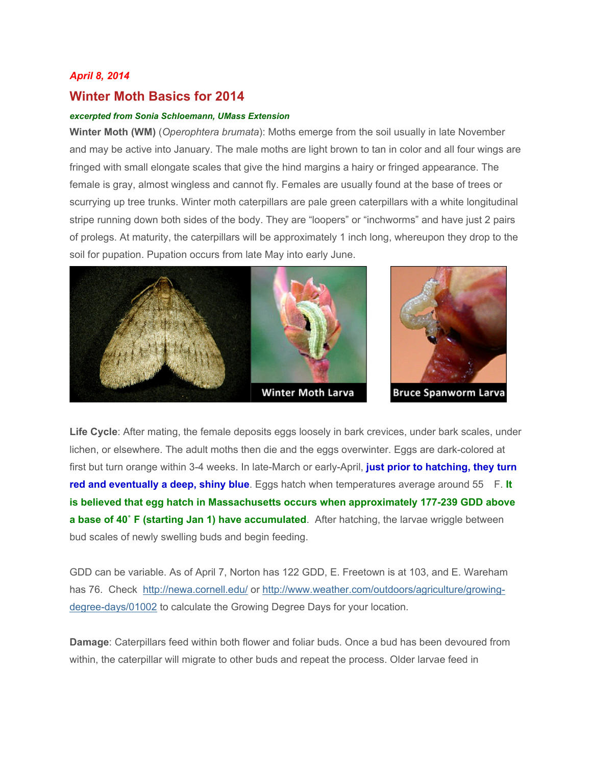*April 8, 2014*

## Winter Moth Basics for 2014

***excerpted from Sonia Schloemann, UMass Extension***

**Winter Moth (WM)** (*Operophtera brumata*): Moths emerge from the soil usually in late November and may be active into January. The male moths are light brown to tan in color and all four wings are fringed with small elongate scales that give the hind margins a hairy or fringed appearance. The female is gray, almost wingless and cannot fly. Females are usually found at the base of trees or scurrying up tree trunks. Winter moth caterpillars are pale green caterpillars with a white longitudinal stripe running down both sides of the body. They are "loopers" or "inchworms" and have just 2 pairs of prolegs. At maturity, the caterpillars will be approximately 1 inch long, whereupon they drop to the soil for pupation. Pupation occurs from late May into early June.

Winter Moth Larva

Bruce Spanworm Larva

**Life Cycle**: After mating, the female deposits eggs loosely in bark crevices, under bark scales, under lichen, or elsewhere. The adult moths then die and the eggs overwinter. Eggs are dark-colored at first but turn orange within 3-4 weeks. In late-March or early-April, **just prior to hatching, they turn red and eventually a deep, shiny blue**. Eggs hatch when temperatures average around 55 F. **It is believed that egg hatch in Massachusetts occurs when approximately 177-239 GDD above a base of 40˚ F (starting Jan 1) have accumulated**. After hatching, the larvae wriggle between bud scales of newly swelling buds and begin feeding.

GDD can be variable. As of April 7, Norton has 122 GDD, E. Freetown is at 103, and E. Wareham has 76. Check http://newa.cornell.edu/ or http://www.weather.com/outdoors/agriculture/growing-degree-days/01002 to calculate the Growing Degree Days for your location.

**Damage**: Caterpillars feed within both flower and foliar buds. Once a bud has been devoured from within, the caterpillar will migrate to other buds and repeat the process. Older larvae feed in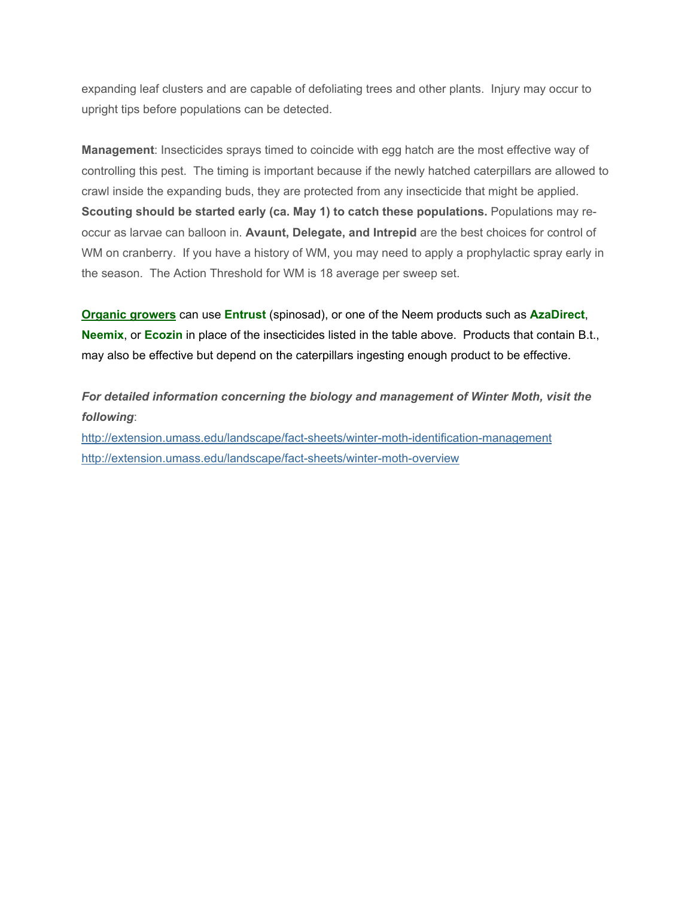expanding leaf clusters and are capable of defoliating trees and other plants. Injury may occur to upright tips before populations can be detected.

**Management**: Insecticides sprays timed to coincide with egg hatch are the most effective way of controlling this pest. The timing is important because if the newly hatched caterpillars are allowed to crawl inside the expanding buds, they are protected from any insecticide that might be applied. **Scouting should be started early (ca. May 1) to catch these populations.** Populations may re-occur as larvae can balloon in. **Avaunt, Delegate, and Intrepid** are the best choices for control of WM on cranberry. If you have a history of WM, you may need to apply a prophylactic spray early in the season. The Action Threshold for WM is 18 average per sweep set.

**Organic growers** can use **Entrust** (spinosad), or one of the Neem products such as **AzaDirect**, **Neemix**, or **Ecozin** in place of the insecticides listed in the table above. Products that contain B.t., may also be effective but depend on the caterpillars ingesting enough product to be effective.

***For detailed information concerning the biology and management of Winter Moth, visit the following***:

http://extension.umass.edu/landscape/fact-sheets/winter-moth-identification-management
http://extension.umass.edu/landscape/fact-sheets/winter-moth-overview